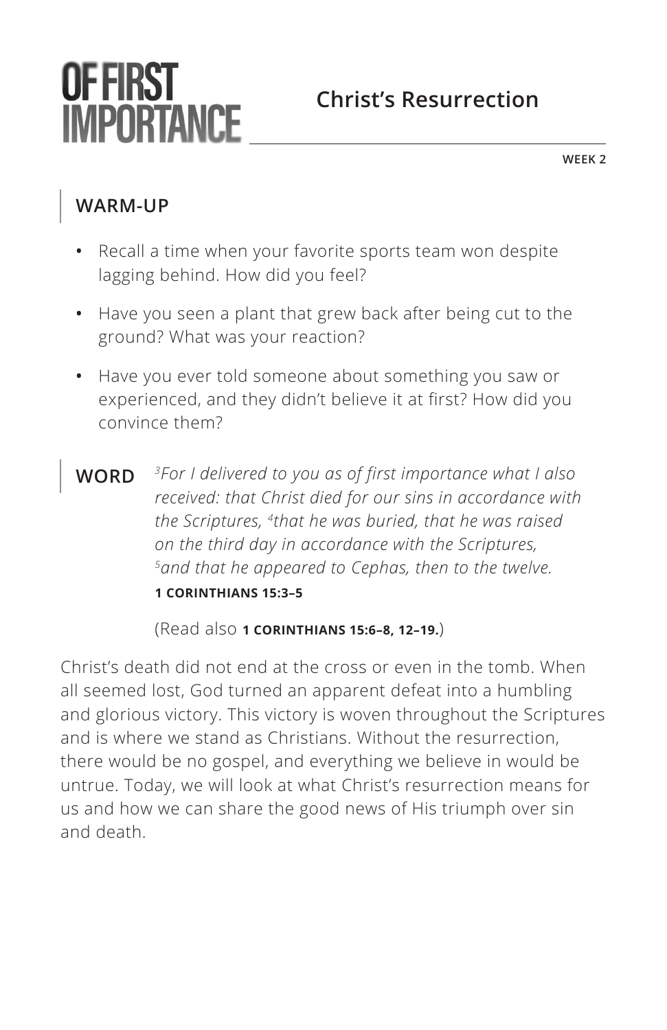# OF FIRST IMPORTANCE

## Christ's Resurrection

WEEK 2

### WARM-UP

- Recall a time when your favorite sports team won despite lagging behind. How did you feel?
- Have you seen a plant that grew back after being cut to the ground? What was your reaction?
- Have you ever told someone about something you saw or experienced, and they didn't believe it at first? How did you convince them?

### WORD

*[3]For I delivered to you as of first importance what I also received: that Christ died for our sins in accordance with the Scriptures, [4]that he was buried, that he was raised on the third day in accordance with the Scriptures, [5]and that he appeared to Cephas, then to the twelve.*

**1 CORINTHIANS 15:3–5**

(Read also **1 CORINTHIANS 15:6–8, 12–19.**)

Christ's death did not end at the cross or even in the tomb. When all seemed lost, God turned an apparent defeat into a humbling and glorious victory. This victory is woven throughout the Scriptures and is where we stand as Christians. Without the resurrection, there would be no gospel, and everything we believe in would be untrue. Today, we will look at what Christ's resurrection means for us and how we can share the good news of His triumph over sin and death.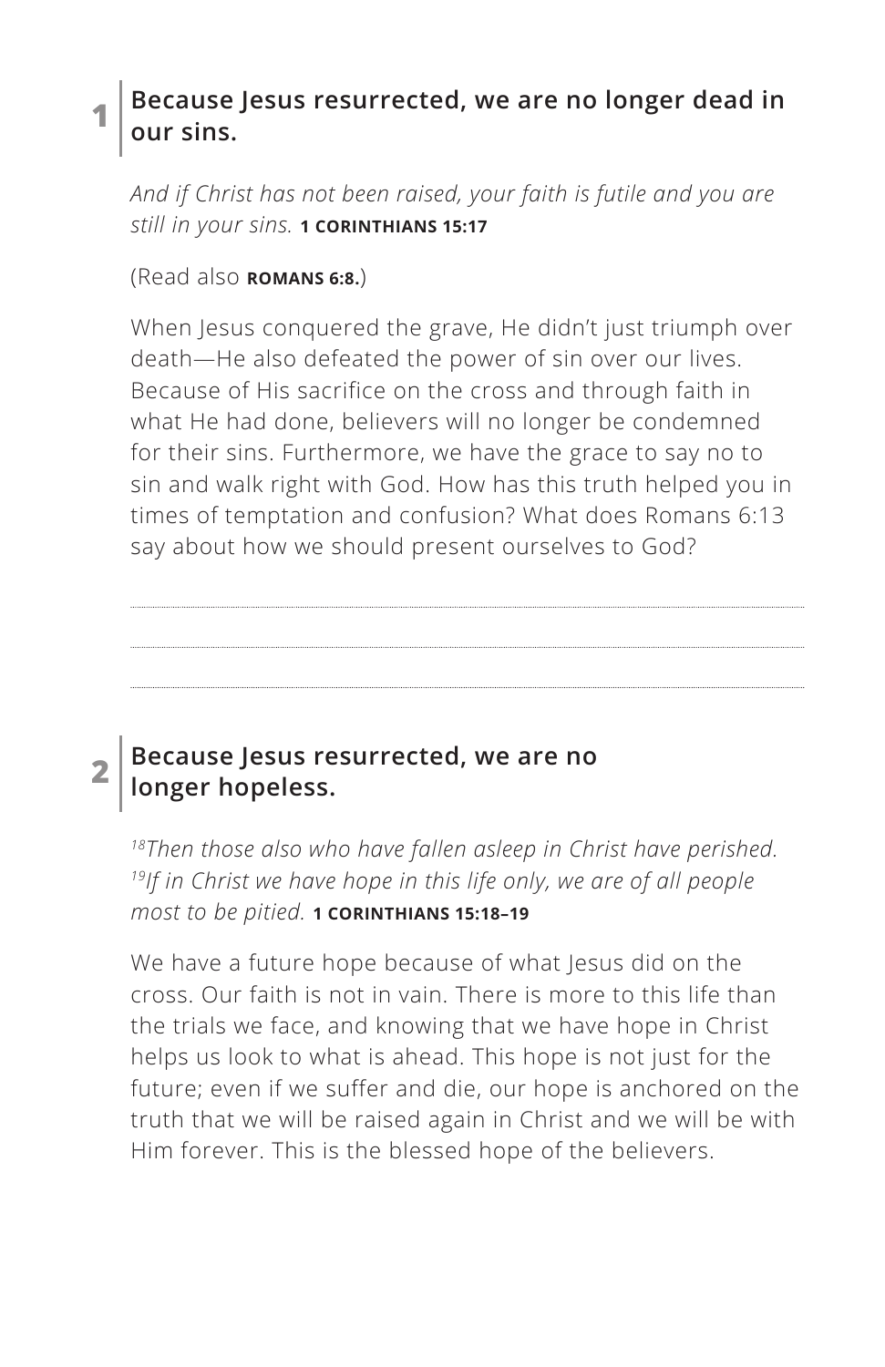## 1 Because Jesus resurrected, we are no longer dead in our sins.

*And if Christ has not been raised, your faith is futile and you are still in your sins.* **1 CORINTHIANS 15:17**

(Read also **ROMANS 6:8.**)

When Jesus conquered the grave, He didn't just triumph over death—He also defeated the power of sin over our lives. Because of His sacrifice on the cross and through faith in what He had done, believers will no longer be condemned for their sins. Furthermore, we have the grace to say no to sin and walk right with God. How has this truth helped you in times of temptation and confusion? What does Romans 6:13 say about how we should present ourselves to God?

## 2 Because Jesus resurrected, we are no longer hopeless.

*[18]Then those also who have fallen asleep in Christ have perished. [19]If in Christ we have hope in this life only, we are of all people most to be pitied.* **1 CORINTHIANS 15:18–19**

We have a future hope because of what Jesus did on the cross. Our faith is not in vain. There is more to this life than the trials we face, and knowing that we have hope in Christ helps us look to what is ahead. This hope is not just for the future; even if we suffer and die, our hope is anchored on the truth that we will be raised again in Christ and we will be with Him forever. This is the blessed hope of the believers.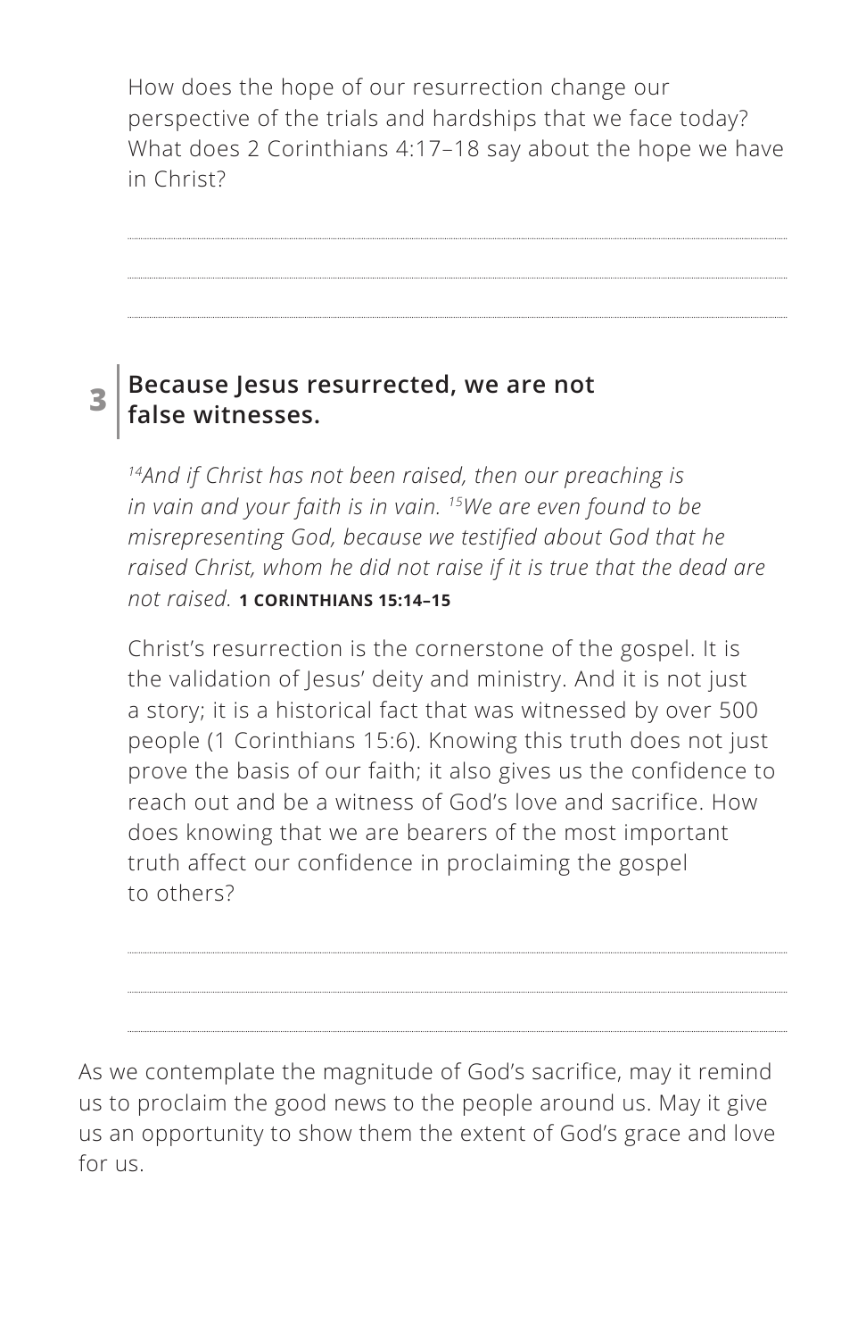How does the hope of our resurrection change our perspective of the trials and hardships that we face today? What does 2 Corinthians 4:17–18 say about the hope we have in Christ?

## 3 Because Jesus resurrected, we are not false witnesses.

*[14]And if Christ has not been raised, then our preaching is in vain and your faith is in vain. [15]We are even found to be misrepresenting God, because we testified about God that he raised Christ, whom he did not raise if it is true that the dead are not raised.* **1 CORINTHIANS 15:14–15**

Christ's resurrection is the cornerstone of the gospel. It is the validation of Jesus' deity and ministry. And it is not just a story; it is a historical fact that was witnessed by over 500 people (1 Corinthians 15:6). Knowing this truth does not just prove the basis of our faith; it also gives us the confidence to reach out and be a witness of God's love and sacrifice. How does knowing that we are bearers of the most important truth affect our confidence in proclaiming the gospel to others?

As we contemplate the magnitude of God's sacrifice, may it remind us to proclaim the good news to the people around us. May it give us an opportunity to show them the extent of God's grace and love for us.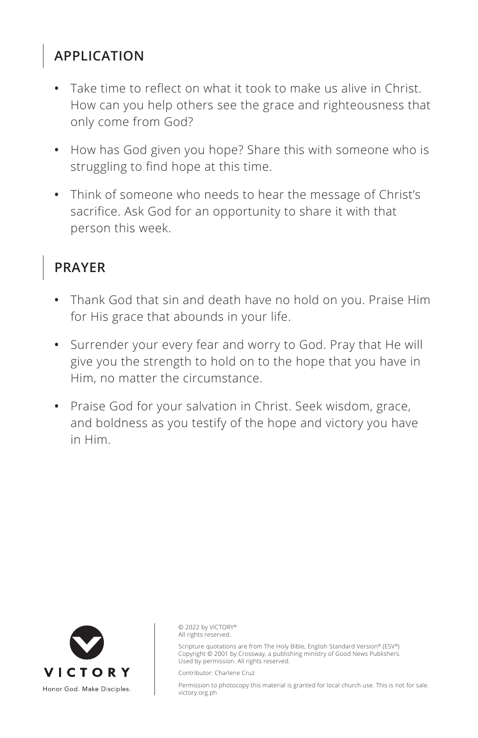## APPLICATION

- Take time to reflect on what it took to make us alive in Christ. How can you help others see the grace and righteousness that only come from God?
- How has God given you hope? Share this with someone who is struggling to find hope at this time.
- Think of someone who needs to hear the message of Christ's sacrifice. Ask God for an opportunity to share it with that person this week.

## PRAYER

- Thank God that sin and death have no hold on you. Praise Him for His grace that abounds in your life.
- Surrender your every fear and worry to God. Pray that He will give you the strength to hold on to the hope that you have in Him, no matter the circumstance.
- Praise God for your salvation in Christ. Seek wisdom, grace, and boldness as you testify of the hope and victory you have in Him.

VICTORY

Honor God. Make Disciples.

© 2022 by VICTORY®
All rights reserved.

Scripture quotations are from The Holy Bible, English Standard Version® (ESV®) Copyright © 2001 by Crossway, a publishing ministry of Good News Publishers. Used by permission. All rights reserved.

Contributor: Charlene Cruz

Permission to photocopy this material is granted for local church use. This is not for sale.
victory.org.ph